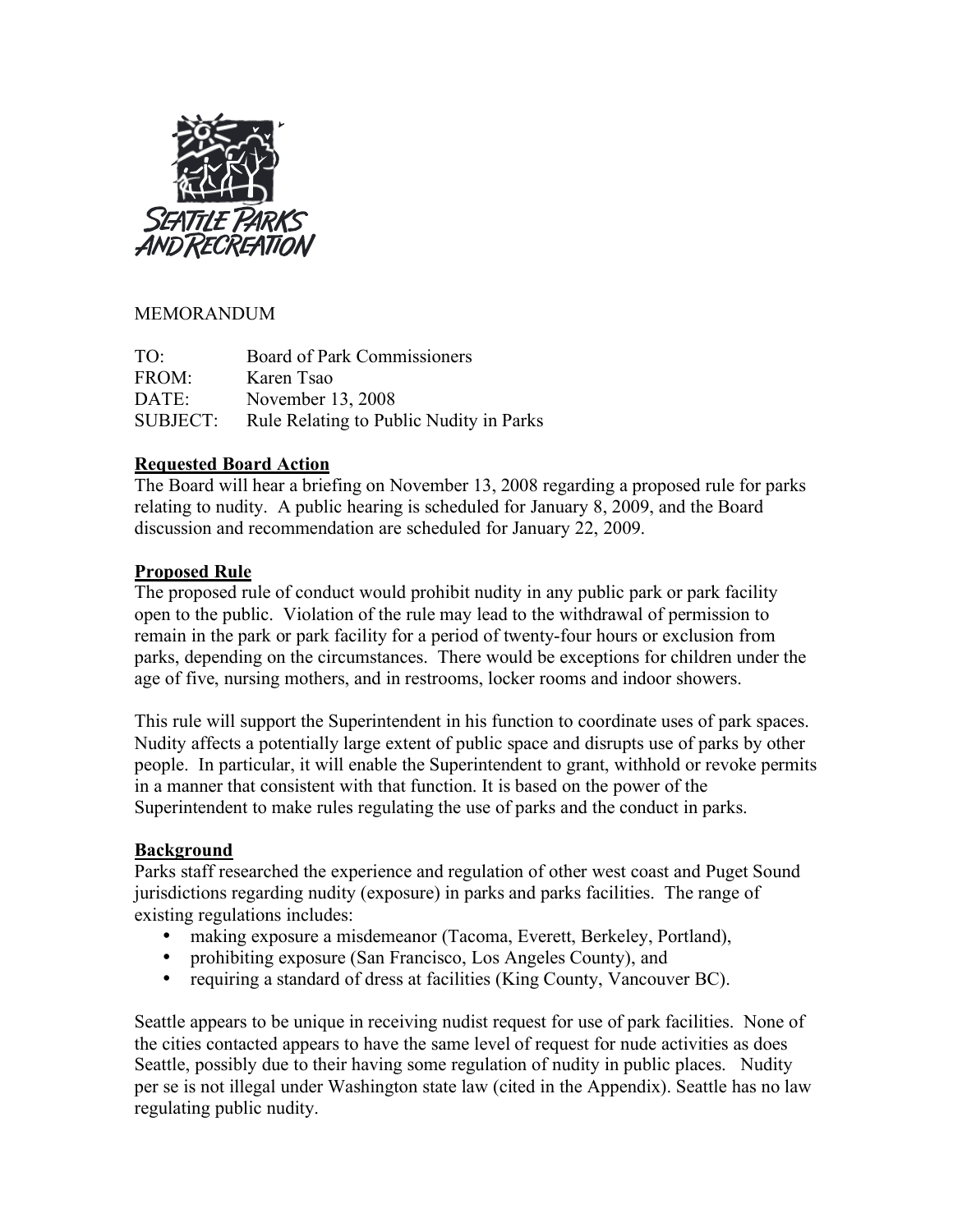MEMORANDUM

| | |
|---|---|
| TO: | Board of Park Commissioners |
| FROM: | Karen Tsao |
| DATE: | November 13, 2008 |
| SUBJECT: | Rule Relating to Public Nudity in Parks |

**Requested Board Action**

The Board will hear a briefing on November 13, 2008 regarding a proposed rule for parks relating to nudity. A public hearing is scheduled for January 8, 2009, and the Board discussion and recommendation are scheduled for January 22, 2009.

**Proposed Rule**

The proposed rule of conduct would prohibit nudity in any public park or park facility open to the public. Violation of the rule may lead to the withdrawal of permission to remain in the park or park facility for a period of twenty-four hours or exclusion from parks, depending on the circumstances. There would be exceptions for children under the age of five, nursing mothers, and in restrooms, locker rooms and indoor showers.

This rule will support the Superintendent in his function to coordinate uses of park spaces. Nudity affects a potentially large extent of public space and disrupts use of parks by other people. In particular, it will enable the Superintendent to grant, withhold or revoke permits in a manner that consistent with that function. It is based on the power of the Superintendent to make rules regulating the use of parks and the conduct in parks.

**Background**

Parks staff researched the experience and regulation of other west coast and Puget Sound jurisdictions regarding nudity (exposure) in parks and parks facilities. The range of existing regulations includes:

- making exposure a misdemeanor (Tacoma, Everett, Berkeley, Portland),
- prohibiting exposure (San Francisco, Los Angeles County), and
- requiring a standard of dress at facilities (King County, Vancouver BC).

Seattle appears to be unique in receiving nudist request for use of park facilities. None of the cities contacted appears to have the same level of request for nude activities as does Seattle, possibly due to their having some regulation of nudity in public places. Nudity per se is not illegal under Washington state law (cited in the Appendix). Seattle has no law regulating public nudity.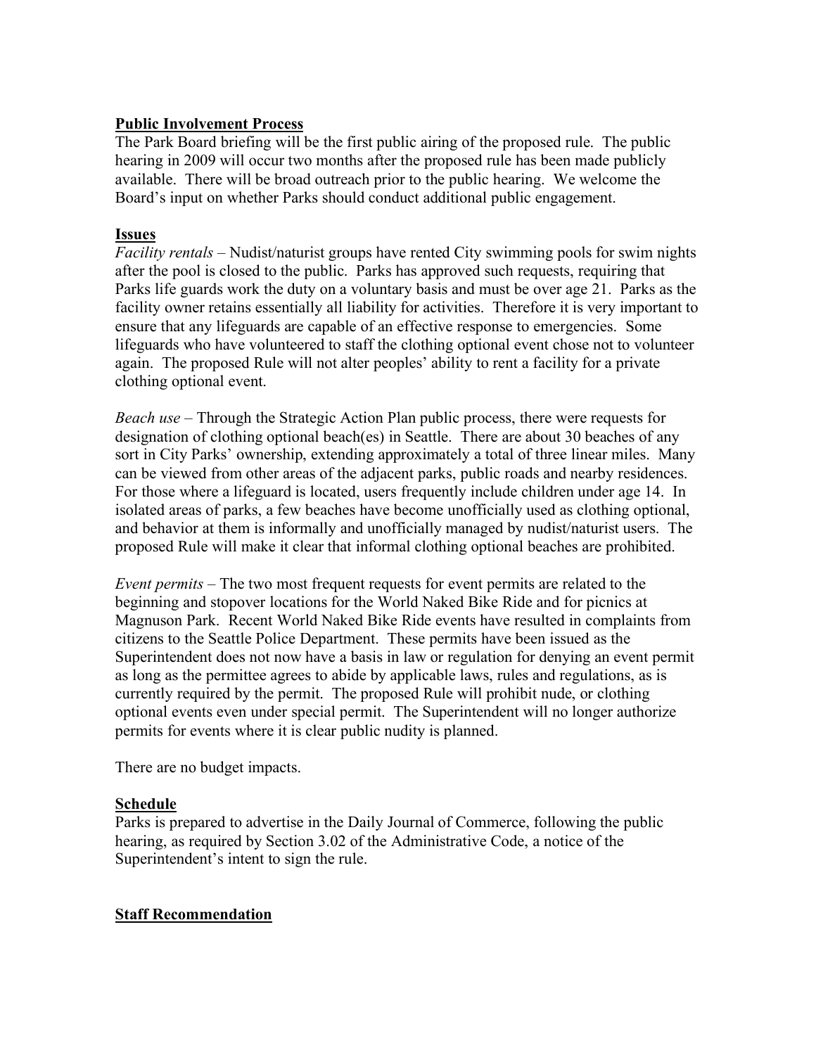**Public Involvement Process**

The Park Board briefing will be the first public airing of the proposed rule. The public hearing in 2009 will occur two months after the proposed rule has been made publicly available. There will be broad outreach prior to the public hearing. We welcome the Board's input on whether Parks should conduct additional public engagement.

**Issues**

*Facility rentals* – Nudist/naturist groups have rented City swimming pools for swim nights after the pool is closed to the public. Parks has approved such requests, requiring that Parks life guards work the duty on a voluntary basis and must be over age 21. Parks as the facility owner retains essentially all liability for activities. Therefore it is very important to ensure that any lifeguards are capable of an effective response to emergencies. Some lifeguards who have volunteered to staff the clothing optional event chose not to volunteer again. The proposed Rule will not alter peoples' ability to rent a facility for a private clothing optional event.

*Beach use* – Through the Strategic Action Plan public process, there were requests for designation of clothing optional beach(es) in Seattle. There are about 30 beaches of any sort in City Parks' ownership, extending approximately a total of three linear miles. Many can be viewed from other areas of the adjacent parks, public roads and nearby residences. For those where a lifeguard is located, users frequently include children under age 14. In isolated areas of parks, a few beaches have become unofficially used as clothing optional, and behavior at them is informally and unofficially managed by nudist/naturist users. The proposed Rule will make it clear that informal clothing optional beaches are prohibited.

*Event permits* – The two most frequent requests for event permits are related to the beginning and stopover locations for the World Naked Bike Ride and for picnics at Magnuson Park. Recent World Naked Bike Ride events have resulted in complaints from citizens to the Seattle Police Department. These permits have been issued as the Superintendent does not now have a basis in law or regulation for denying an event permit as long as the permittee agrees to abide by applicable laws, rules and regulations, as is currently required by the permit. The proposed Rule will prohibit nude, or clothing optional events even under special permit. The Superintendent will no longer authorize permits for events where it is clear public nudity is planned.

There are no budget impacts.

**Schedule**

Parks is prepared to advertise in the Daily Journal of Commerce, following the public hearing, as required by Section 3.02 of the Administrative Code, a notice of the Superintendent's intent to sign the rule.

**Staff Recommendation**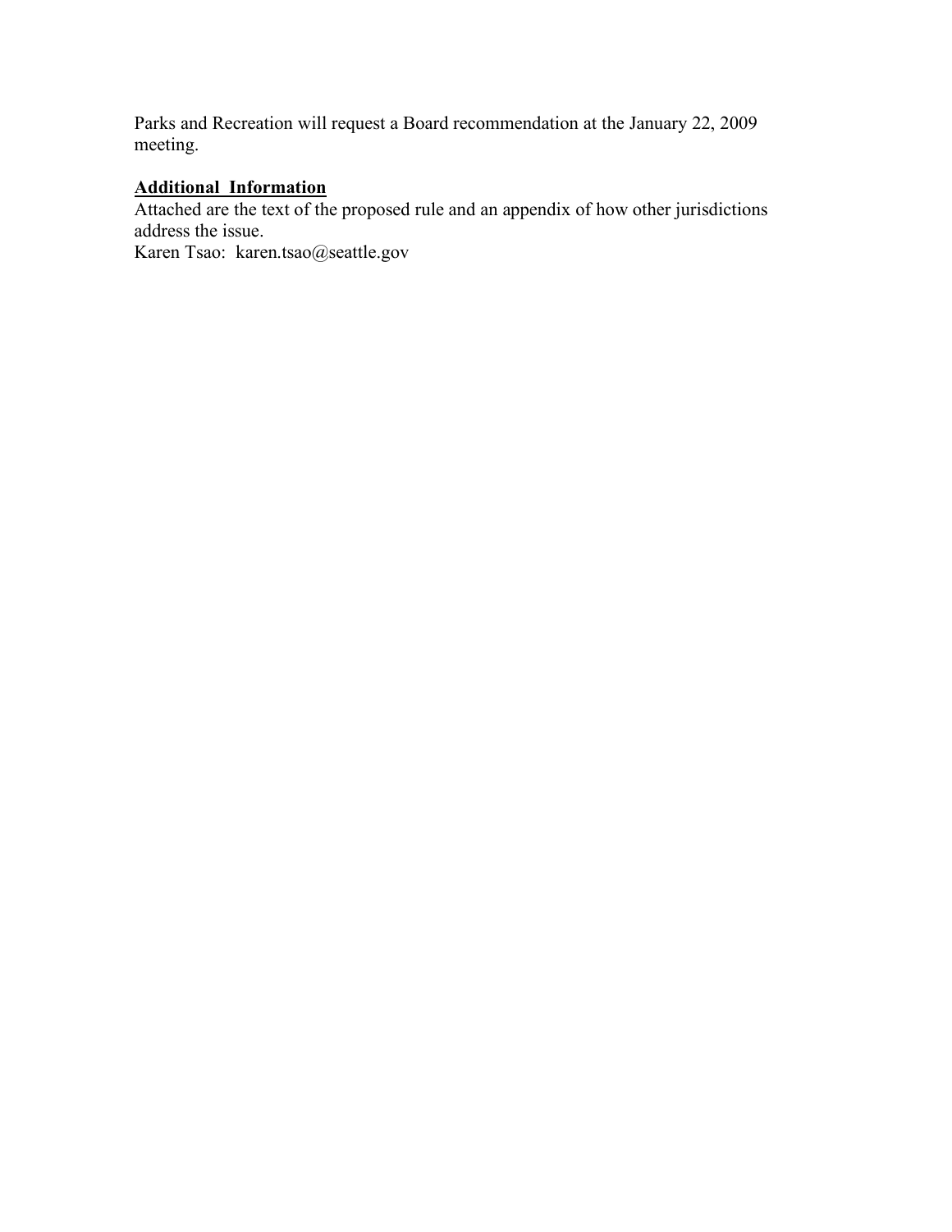Parks and Recreation will request a Board recommendation at the January 22, 2009 meeting.

## Additional Information

Attached are the text of the proposed rule and an appendix of how other jurisdictions address the issue.

Karen Tsao: karen.tsao@seattle.gov